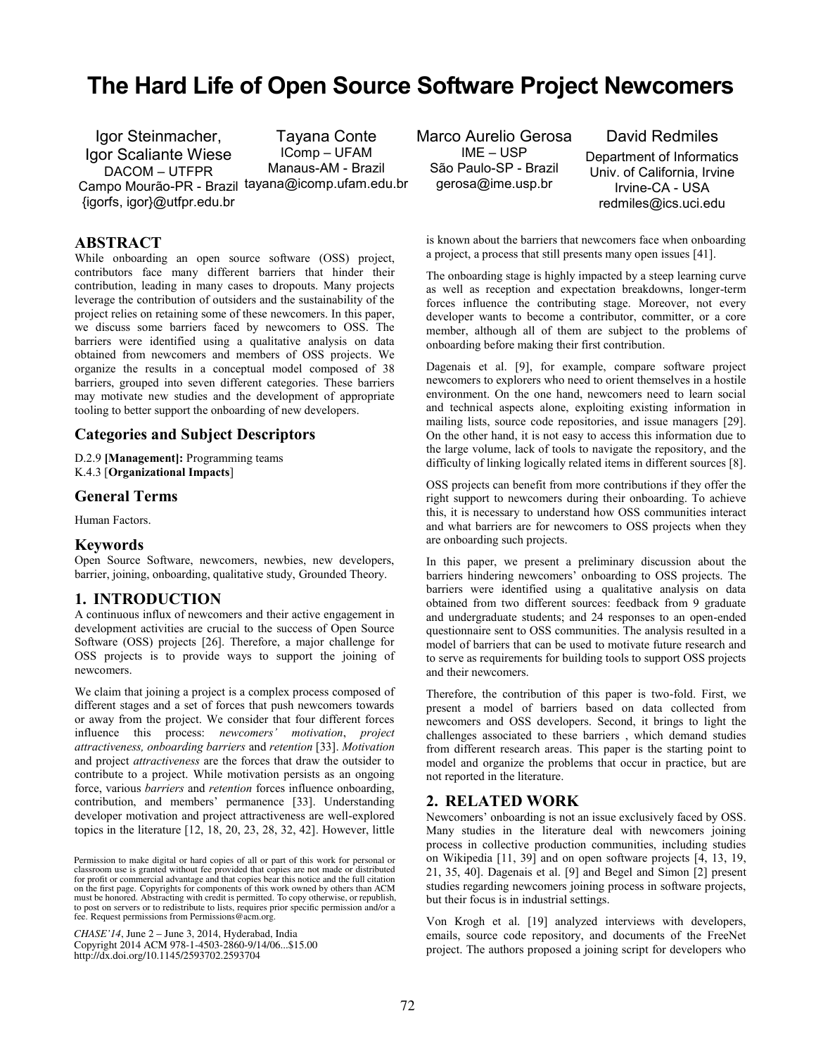# The Hard Life of Open Source Software Project Newcomers

Igor Steinmacher, Igor Scaliante Wiese
DACOM – UTFPR
Campo Mourão-PR - Brazil
{igorfs, igor}@utfpr.edu.br

Tayana Conte
IComp – UFAM
Manaus-AM - Brazil
tayana@icomp.ufam.edu.br

Marco Aurelio Gerosa
IME – USP
São Paulo-SP - Brazil
gerosa@ime.usp.br

David Redmiles
Department of Informatics
Univ. of California, Irvine
Irvine-CA - USA
redmiles@ics.uci.edu

## ABSTRACT

While onboarding an open source software (OSS) project, contributors face many different barriers that hinder their contribution, leading in many cases to dropouts. Many projects leverage the contribution of outsiders and the sustainability of the project relies on retaining some of these newcomers. In this paper, we discuss some barriers faced by newcomers to OSS. The barriers were identified using a qualitative analysis on data obtained from newcomers and members of OSS projects. We organize the results in a conceptual model composed of 38 barriers, grouped into seven different categories. These barriers may motivate new studies and the development of appropriate tooling to better support the onboarding of new developers.

## Categories and Subject Descriptors

D.2.9 **[Management]:** Programming teams
K.4.3 [**Organizational Impacts**]

## General Terms

Human Factors.

## Keywords

Open Source Software, newcomers, newbies, new developers, barrier, joining, onboarding, qualitative study, Grounded Theory.

## 1. INTRODUCTION

A continuous influx of newcomers and their active engagement in development activities are crucial to the success of Open Source Software (OSS) projects [26]. Therefore, a major challenge for OSS projects is to provide ways to support the joining of newcomers.

We claim that joining a project is a complex process composed of different stages and a set of forces that push newcomers towards or away from the project. We consider that four different forces influence this process: *newcomers' motivation*, *project attractiveness, onboarding barriers* and *retention* [33]. *Motivation* and project *attractiveness* are the forces that draw the outsider to contribute to a project. While motivation persists as an ongoing force, various *barriers* and *retention* forces influence onboarding, contribution, and members' permanence [33]. Understanding developer motivation and project attractiveness are well-explored topics in the literature [12, 18, 20, 23, 28, 32, 42]. However, little is known about the barriers that newcomers face when onboarding a project, a process that still presents many open issues [41].

The onboarding stage is highly impacted by a steep learning curve as well as reception and expectation breakdowns, longer-term forces influence the contributing stage. Moreover, not every developer wants to become a contributor, committer, or a core member, although all of them are subject to the problems of onboarding before making their first contribution.

Dagenais et al. [9], for example, compare software project newcomers to explorers who need to orient themselves in a hostile environment. On the one hand, newcomers need to learn social and technical aspects alone, exploiting existing information in mailing lists, source code repositories, and issue managers [29]. On the other hand, it is not easy to access this information due to the large volume, lack of tools to navigate the repository, and the difficulty of linking logically related items in different sources [8].

OSS projects can benefit from more contributions if they offer the right support to newcomers during their onboarding. To achieve this, it is necessary to understand how OSS communities interact and what barriers are for newcomers to OSS projects when they are onboarding such projects.

In this paper, we present a preliminary discussion about the barriers hindering newcomers' onboarding to OSS projects. The barriers were identified using a qualitative analysis on data obtained from two different sources: feedback from 9 graduate and undergraduate students; and 24 responses to an open-ended questionnaire sent to OSS communities. The analysis resulted in a model of barriers that can be used to motivate future research and to serve as requirements for building tools to support OSS projects and their newcomers.

Therefore, the contribution of this paper is two-fold. First, we present a model of barriers based on data collected from newcomers and OSS developers. Second, it brings to light the challenges associated to these barriers , which demand studies from different research areas. This paper is the starting point to model and organize the problems that occur in practice, but are not reported in the literature.

## 2. RELATED WORK

Newcomers' onboarding is not an issue exclusively faced by OSS. Many studies in the literature deal with newcomers joining process in collective production communities, including studies on Wikipedia [11, 39] and on open software projects [4, 13, 19, 21, 35, 40]. Dagenais et al. [9] and Begel and Simon [2] present studies regarding newcomers joining process in software projects, but their focus is in industrial settings.

Von Krogh et al. [19] analyzed interviews with developers, emails, source code repository, and documents of the FreeNet project. The authors proposed a joining script for developers who

Permission to make digital or hard copies of all or part of this work for personal or classroom use is granted without fee provided that copies are not made or distributed for profit or commercial advantage and that copies bear this notice and the full citation on the first page. Copyrights for components of this work owned by others than ACM must be honored. Abstracting with credit is permitted. To copy otherwise, or republish, to post on servers or to redistribute to lists, requires prior specific permission and/or a fee. Request permissions from Permissions@acm.org.

*CHASE'14*, June 2 – June 3, 2014, Hyderabad, India
Copyright 2014 ACM 978-1-4503-2860-9/14/06...$15.00
http://dx.doi.org/10.1145/2593702.2593704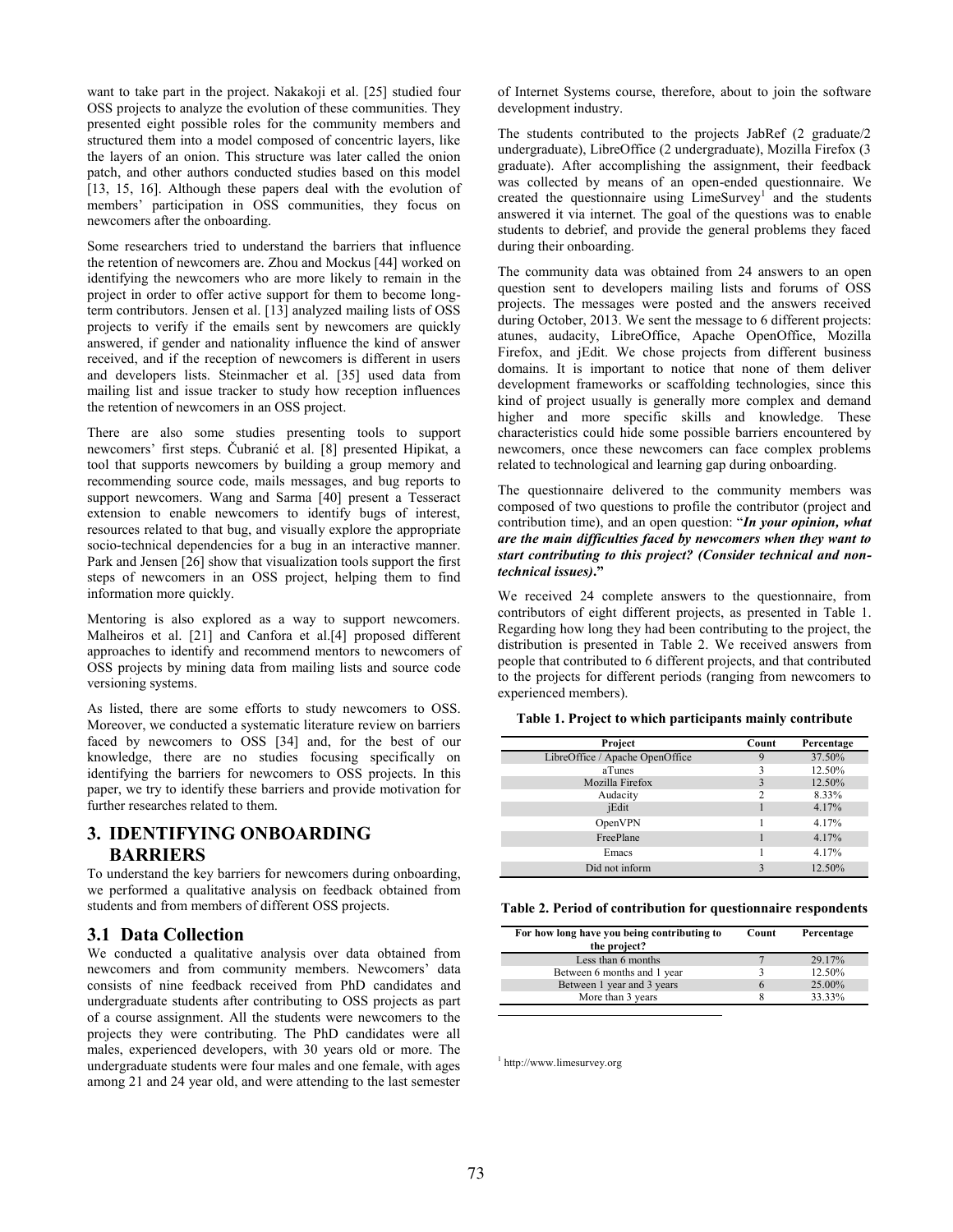want to take part in the project. Nakakoji et al. [25] studied four OSS projects to analyze the evolution of these communities. They presented eight possible roles for the community members and structured them into a model composed of concentric layers, like the layers of an onion. This structure was later called the onion patch, and other authors conducted studies based on this model [13, 15, 16]. Although these papers deal with the evolution of members' participation in OSS communities, they focus on newcomers after the onboarding.

Some researchers tried to understand the barriers that influence the retention of newcomers are. Zhou and Mockus [44] worked on identifying the newcomers who are more likely to remain in the project in order to offer active support for them to become long-term contributors. Jensen et al. [13] analyzed mailing lists of OSS projects to verify if the emails sent by newcomers are quickly answered, if gender and nationality influence the kind of answer received, and if the reception of newcomers is different in users and developers lists. Steinmacher et al. [35] used data from mailing list and issue tracker to study how reception influences the retention of newcomers in an OSS project.

There are also some studies presenting tools to support newcomers' first steps. Čubranić et al. [8] presented Hipikat, a tool that supports newcomers by building a group memory and recommending source code, mails messages, and bug reports to support newcomers. Wang and Sarma [40] present a Tesseract extension to enable newcomers to identify bugs of interest, resources related to that bug, and visually explore the appropriate socio-technical dependencies for a bug in an interactive manner. Park and Jensen [26] show that visualization tools support the first steps of newcomers in an OSS project, helping them to find information more quickly.

Mentoring is also explored as a way to support newcomers. Malheiros et al. [21] and Canfora et al.[4] proposed different approaches to identify and recommend mentors to newcomers of OSS projects by mining data from mailing lists and source code versioning systems.

As listed, there are some efforts to study newcomers to OSS. Moreover, we conducted a systematic literature review on barriers faced by newcomers to OSS [34] and, for the best of our knowledge, there are no studies focusing specifically on identifying the barriers for newcomers to OSS projects. In this paper, we try to identify these barriers and provide motivation for further researches related to them.

# 3. IDENTIFYING ONBOARDING BARRIERS

To understand the key barriers for newcomers during onboarding, we performed a qualitative analysis on feedback obtained from students and from members of different OSS projects.

## 3.1 Data Collection

We conducted a qualitative analysis over data obtained from newcomers and from community members. Newcomers' data consists of nine feedback received from PhD candidates and undergraduate students after contributing to OSS projects as part of a course assignment. All the students were newcomers to the projects they were contributing. The PhD candidates were all males, experienced developers, with 30 years old or more. The undergraduate students were four males and one female, with ages among 21 and 24 year old, and were attending to the last semester of Internet Systems course, therefore, about to join the software development industry.

The students contributed to the projects JabRef (2 graduate/2 undergraduate), LibreOffice (2 undergraduate), Mozilla Firefox (3 graduate). After accomplishing the assignment, their feedback was collected by means of an open-ended questionnaire. We created the questionnaire using LimeSurvey[1] and the students answered it via internet. The goal of the questions was to enable students to debrief, and provide the general problems they faced during their onboarding.

The community data was obtained from 24 answers to an open question sent to developers mailing lists and forums of OSS projects. The messages were posted and the answers received during October, 2013. We sent the message to 6 different projects: atunes, audacity, LibreOffice, Apache OpenOffice, Mozilla Firefox, and jEdit. We chose projects from different business domains. It is important to notice that none of them deliver development frameworks or scaffolding technologies, since this kind of project usually is generally more complex and demand higher and more specific skills and knowledge. These characteristics could hide some possible barriers encountered by newcomers, once these newcomers can face complex problems related to technological and learning gap during onboarding.

The questionnaire delivered to the community members was composed of two questions to profile the contributor (project and contribution time), and an open question: "***In your opinion, what are the main difficulties faced by newcomers when they want to start contributing to this project? (Consider technical and non-technical issues).***"

We received 24 complete answers to the questionnaire, from contributors of eight different projects, as presented in Table 1. Regarding how long they had been contributing to the project, the distribution is presented in Table 2. We received answers from people that contributed to 6 different projects, and that contributed to the projects for different periods (ranging from newcomers to experienced members).

**Table 1. Project to which participants mainly contribute**

| Project | Count | Percentage |
|---|---|---|
| LibreOffice / Apache OpenOffice | 9 | 37.50% |
| aTunes | 3 | 12.50% |
| Mozilla Firefox | 3 | 12.50% |
| Audacity | 2 | 8.33% |
| jEdit | 1 | 4.17% |
| OpenVPN | 1 | 4.17% |
| FreePlane | 1 | 4.17% |
| Emacs | 1 | 4.17% |
| Did not inform | 3 | 12.50% |

**Table 2. Period of contribution for questionnaire respondents**

| For how long have you being contributing to the project? | Count | Percentage |
|---|---|---|
| Less than 6 months | 7 | 29.17% |
| Between 6 months and 1 year | 3 | 12.50% |
| Between 1 year and 3 years | 6 | 25.00% |
| More than 3 years | 8 | 33.33% |

[1] http://www.limesurvey.org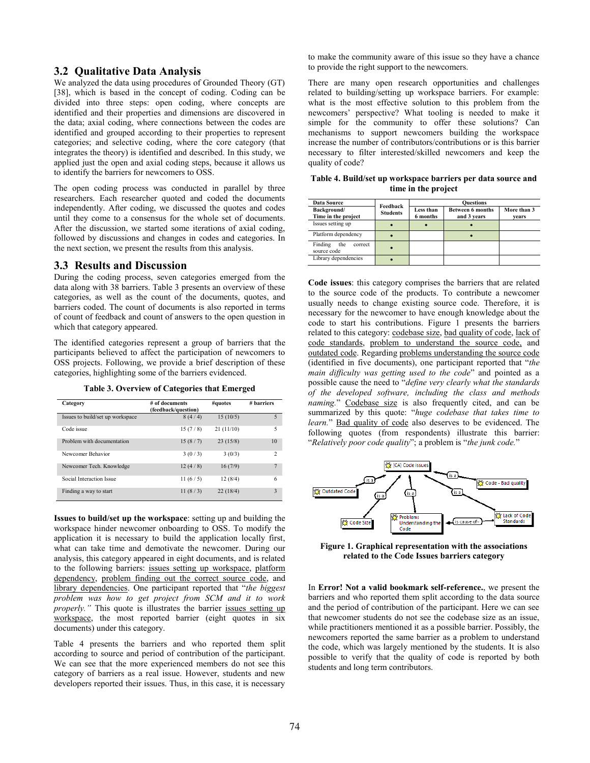### 3.2 Qualitative Data Analysis

We analyzed the data using procedures of Grounded Theory (GT) [38], which is based in the concept of coding. Coding can be divided into three steps: open coding, where concepts are identified and their properties and dimensions are discovered in the data; axial coding, where connections between the codes are identified and grouped according to their properties to represent categories; and selective coding, where the core category (that integrates the theory) is identified and described. In this study, we applied just the open and axial coding steps, because it allows us to identify the barriers for newcomers to OSS.

The open coding process was conducted in parallel by three researchers. Each researcher quoted and coded the documents independently. After coding, we discussed the quotes and codes until they come to a consensus for the whole set of documents. After the discussion, we started some iterations of axial coding, followed by discussions and changes in codes and categories. In the next section, we present the results from this analysis.

### 3.3 Results and Discussion

During the coding process, seven categories emerged from the data along with 38 barriers. Table 3 presents an overview of these categories, as well as the count of the documents, quotes, and barriers coded. The count of documents is also reported in terms of count of feedback and count of answers to the open question in which that category appeared.

The identified categories represent a group of barriers that the participants believed to affect the participation of newcomers to OSS projects. Following, we provide a brief description of these categories, highlighting some of the barriers evidenced.

**Table 3. Overview of Categories that Emerged**

| Category | # of documents (feedback/question) | #quotes | # barriers |
|---|---|---|---|
| Issues to build/set up workspace | 8 (4 / 4) | 15 (10/5) | 5 |
| Code issue | 15 (7 / 8) | 21 (11/10) | 5 |
| Problem with documentation | 15 (8 / 7) | 23 (15/8) | 10 |
| Newcomer Behavior | 3 (0 / 3) | 3 (0/3) | 2 |
| Newcomer Tech. Knowledge | 12 (4 / 8) | 16 (7/9) | 7 |
| Social Interaction Issue | 11 (6 / 5) | 12 (8/4) | 6 |
| Finding a way to start | 11 (8 / 3) | 22 (18/4) | 3 |

**Issues to build/set up the workspace**: setting up and building the workspace hinder newcomer onboarding to OSS. To modify the application it is necessary to build the application locally first, what can take time and demotivate the newcomer. During our analysis, this category appeared in eight documents, and is related to the following barriers: issues setting up workspace, platform dependency, problem finding out the correct source code, and library dependencies. One participant reported that "*the biggest problem was how to get project from SCM and it to work properly.*" This quote is illustrates the barrier issues setting up workspace, the most reported barrier (eight quotes in six documents) under this category.

Table 4 presents the barriers and who reported them split according to source and period of contribution of the participant. We can see that the more experienced members do not see this category of barriers as a real issue. However, students and new developers reported their issues. Thus, in this case, it is necessary to make the community aware of this issue so they have a chance to provide the right support to the newcomers.

There are many open research opportunities and challenges related to building/setting up workspace barriers. For example: what is the most effective solution to this problem from the newcomers' perspective? What tooling is needed to make it simple for the community to offer these solutions? Can mechanisms to support newcomers building the workspace increase the number of contributors/contributions or is this barrier necessary to filter interested/skilled newcomers and keep the quality of code?

**Table 4. Build/set up workspace barriers per data source and time in the project**

| Data Source | Feedback | Questions | | |
|---|---|---|---|---|
| Background/ Time in the project | Students | Less than 6 months | Between 6 months and 3 years | More than 3 years |
| Issues setting up | • | • | • | |
| Platform dependency | • | | • | |
| Finding the correct source code | • | | | |
| Library dependencies | • | | | |

**Code issues**: this category comprises the barriers that are related to the source code of the products. To contribute a newcomer usually needs to change existing source code. Therefore, it is necessary for the newcomer to have enough knowledge about the code to start his contributions. Figure 1 presents the barriers related to this category: codebase size, bad quality of code, lack of code standards, problem to understand the source code, and outdated code. Regarding problems understanding the source code (identified in five documents), one participant reported that "*the main difficulty was getting used to the code*" and pointed as a possible cause the need to "*define very clearly what the standards of the developed software, including the class and methods naming.*" Codebase size is also frequently cited, and can be summarized by this quote: "*huge codebase that takes time to learn.*" Bad quality of code also deserves to be evidenced. The following quotes (from respondents) illustrate this barrier: "*Relatively poor code quality*"; a problem is "*the junk code.*"

[CA] Code Issues; is a; Outdated Code; Code Size; Problems Understanding the Code; Code - Bad quality; Lack of Code Standards; is cause of

**Figure 1. Graphical representation with the associations related to the Code Issues barriers category**

In **Error! Not a valid bookmark self-reference.**, we present the barriers and who reported them split according to the data source and the period of contribution of the participant. Here we can see that newcomer students do not see the codebase size as an issue, while practitioners mentioned it as a possible barrier. Possibly, the newcomers reported the same barrier as a problem to understand the code, which was largely mentioned by the students. It is also possible to verify that the quality of code is reported by both students and long term contributors.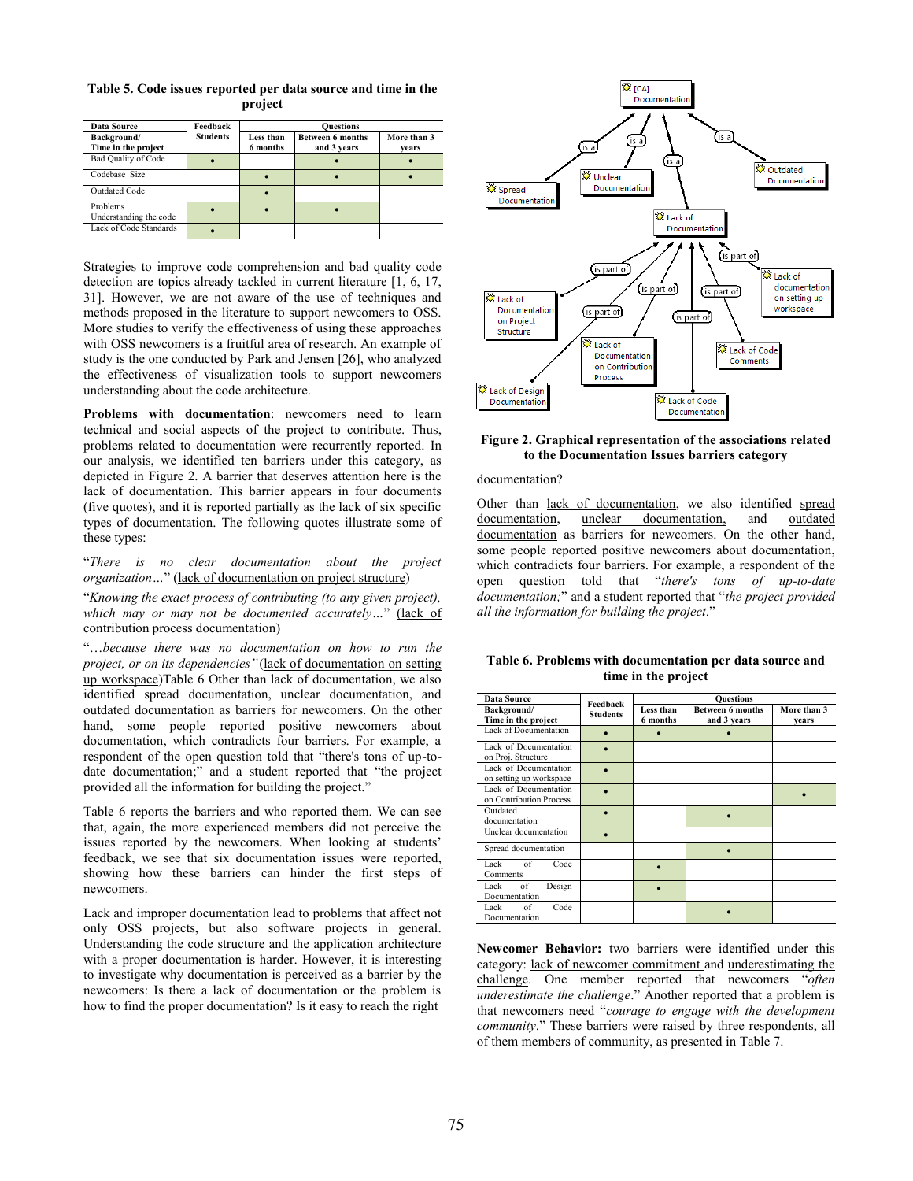**Table 5. Code issues reported per data source and time in the project**

| Data Source | Feedback Students | Questions | | |
|---|---|---|---|---|
| Background/ Time in the project | | Less than 6 months | Between 6 months and 3 years | More than 3 years |
| Bad Quality of Code | • | | • | • |
| Codebase Size | | • | • | • |
| Outdated Code | | • | | |
| Problems Understanding the code | • | • | • | |
| Lack of Code Standards | • | | | |

Strategies to improve code comprehension and bad quality code detection are topics already tackled in current literature [1, 6, 17, 31]. However, we are not aware of the use of techniques and methods proposed in the literature to support newcomers to OSS. More studies to verify the effectiveness of using these approaches with OSS newcomers is a fruitful area of research. An example of study is the one conducted by Park and Jensen [26], who analyzed the effectiveness of visualization tools to support newcomers understanding about the code architecture.

**Problems with documentation**: newcomers need to learn technical and social aspects of the project to contribute. Thus, problems related to documentation were recurrently reported. In our analysis, we identified ten barriers under this category, as depicted in Figure 2. A barrier that deserves attention here is the lack of documentation. This barrier appears in four documents (five quotes), and it is reported partially as the lack of six specific types of documentation. The following quotes illustrate some of these types:

"*There is no clear documentation about the project organization…*" (lack of documentation on project structure)

"*Knowing the exact process of contributing (to any given project), which may or may not be documented accurately…*" (lack of contribution process documentation)

"*…because there was no documentation on how to run the project, or on its dependencies"* (lack of documentation on setting up workspace)Table 6 Other than lack of documentation, we also identified spread documentation, unclear documentation, and outdated documentation as barriers for newcomers. On the other hand, some people reported positive newcomers about documentation, which contradicts four barriers. For example, a respondent of the open question told that "there's tons of up-to-date documentation;" and a student reported that "the project provided all the information for building the project."

Table 6 reports the barriers and who reported them. We can see that, again, the more experienced members did not perceive the issues reported by the newcomers. When looking at students' feedback, we see that six documentation issues were reported, showing how these barriers can hinder the first steps of newcomers.

Lack and improper documentation lead to problems that affect not only OSS projects, but also software projects in general. Understanding the code structure and the application architecture with a proper documentation is harder. However, it is interesting to investigate why documentation is perceived as a barrier by the newcomers: Is there a lack of documentation or the problem is how to find the proper documentation? Is it easy to reach the right

[CA] Documentation
is a
is a
is a
is a
Spread Documentation
Unclear Documentation
Outdated Documentation
Lack of Documentation
is part of
is part of
is part of
is part of
is part of
is part of
Lack of Documentation on Project Structure
Lack of documentation on setting up workspace
Lack of Documentation on Contribution Process
Lack of Code Comments
Lack of Design Documentation
Lack of Code Documentation

**Figure 2. Graphical representation of the associations related to the Documentation Issues barriers category**

documentation?

Other than lack of documentation, we also identified spread documentation, unclear documentation, and outdated documentation as barriers for newcomers. On the other hand, some people reported positive newcomers about documentation, which contradicts four barriers. For example, a respondent of the open question told that "*there's tons of up-to-date documentation;*" and a student reported that "*the project provided all the information for building the project*."

**Table 6. Problems with documentation per data source and time in the project**

| Data Source | Feedback Students | Questions | | |
|---|---|---|---|---|
| Background/ Time in the project | | Less than 6 months | Between 6 months and 3 years | More than 3 years |
| Lack of Documentation | • | • | • | |
| Lack of Documentation on Proj. Structure | • | | | |
| Lack of Documentation on setting up workspace | • | | | |
| Lack of Documentation on Contribution Process | • | | | • |
| Outdated documentation | • | | • | |
| Unclear documentation | • | | | |
| Spread documentation | | | • | |
| Lack of Code Comments | | • | | |
| Lack of Design Documentation | | • | | |
| Lack of Code Documentation | | | • | |

**Newcomer Behavior:** two barriers were identified under this category: lack of newcomer commitment and underestimating the challenge. One member reported that newcomers "*often underestimate the challenge*." Another reported that a problem is that newcomers need "*courage to engage with the development community*." These barriers were raised by three respondents, all of them members of community, as presented in Table 7.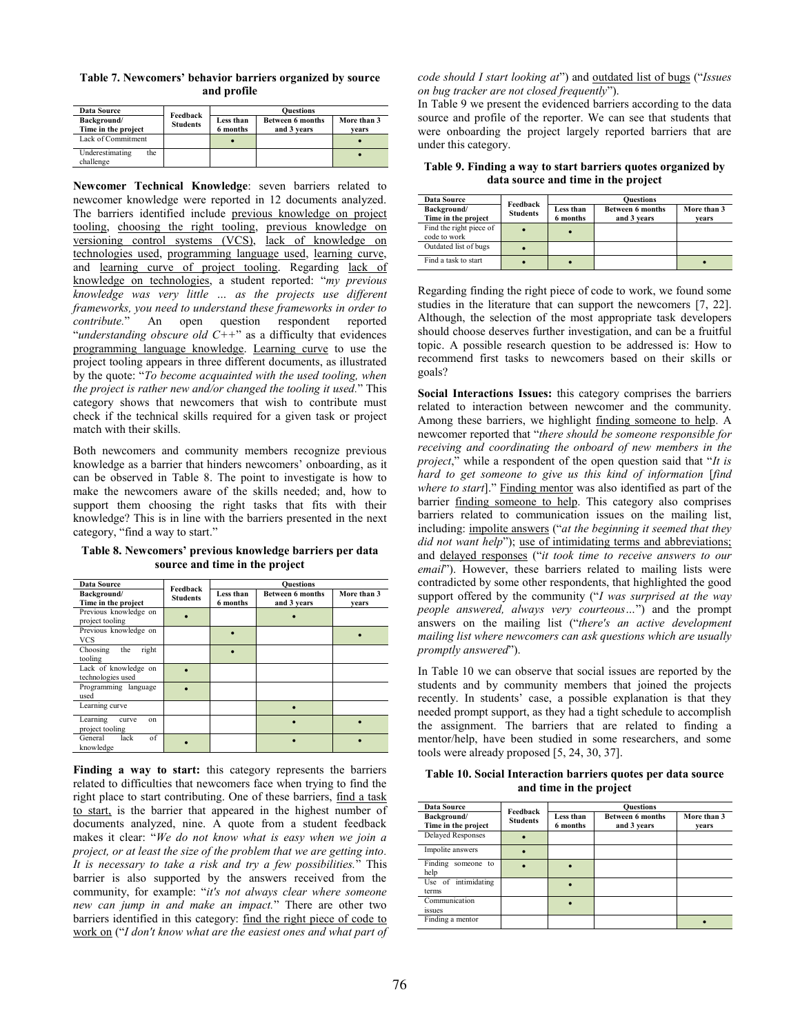**Table 7. Newcomers' behavior barriers organized by source and profile**

| Data Source | Feedback Students | Questions | | |
|---|---|---|---|---|
| Background/ Time in the project | | Less than 6 months | Between 6 months and 3 years | More than 3 years |
| Lack of Commitment | | • | | • |
| Underestimating the challenge | | | | • |

**Newcomer Technical Knowledge**: seven barriers related to newcomer knowledge were reported in 12 documents analyzed. The barriers identified include previous knowledge on project tooling, choosing the right tooling, previous knowledge on versioning control systems (VCS), lack of knowledge on technologies used, programming language used, learning curve, and learning curve of project tooling. Regarding lack of knowledge on technologies, a student reported: "*my previous knowledge was very little … as the projects use different frameworks, you need to understand these frameworks in order to contribute.*" An open question respondent reported "*understanding obscure old C++*" as a difficulty that evidences programming language knowledge. Learning curve to use the project tooling appears in three different documents, as illustrated by the quote: "*To become acquainted with the used tooling, when the project is rather new and/or changed the tooling it used.*" This category shows that newcomers that wish to contribute must check if the technical skills required for a given task or project match with their skills.

Both newcomers and community members recognize previous knowledge as a barrier that hinders newcomers' onboarding, as it can be observed in Table 8. The point to investigate is how to make the newcomers aware of the skills needed; and, how to support them choosing the right tasks that fits with their knowledge? This is in line with the barriers presented in the next category, "find a way to start."

**Table 8. Newcomers' previous knowledge barriers per data source and time in the project**

| Data Source | Feedback Students | Questions | | |
|---|---|---|---|---|
| Background/ Time in the project | | Less than 6 months | Between 6 months and 3 years | More than 3 years |
| Previous knowledge on project tooling | • | | • | |
| Previous knowledge on VCS | | • | | • |
| Choosing the right tooling | | • | | |
| Lack of knowledge on technologies used | • | | | |
| Programming language used | • | | | |
| Learning curve | | | • | |
| Learning curve on project tooling | | | • | • |
| General lack of knowledge | • | | • | • |

**Finding a way to start:** this category represents the barriers related to difficulties that newcomers face when trying to find the right place to start contributing. One of these barriers, find a task to start, is the barrier that appeared in the highest number of documents analyzed, nine. A quote from a student feedback makes it clear: "*We do not know what is easy when we join a project, or at least the size of the problem that we are getting into. It is necessary to take a risk and try a few possibilities.*" This barrier is also supported by the answers received from the community, for example: "*it's not always clear where someone new can jump in and make an impact.*" There are other two barriers identified in this category: find the right piece of code to work on ("*I don't know what are the easiest ones and what part of code should I start looking at*") and outdated list of bugs ("*Issues on bug tracker are not closed frequently*").

In Table 9 we present the evidenced barriers according to the data source and profile of the reporter. We can see that students that were onboarding the project largely reported barriers that are under this category.

**Table 9. Finding a way to start barriers quotes organized by data source and time in the project**

| Data Source | Feedback Students | Questions | | |
|---|---|---|---|---|
| Background/ Time in the project | | Less than 6 months | Between 6 months and 3 years | More than 3 years |
| Find the right piece of code to work | • | • | | |
| Outdated list of bugs | • | | | |
| Find a task to start | • | • | | • |

Regarding finding the right piece of code to work, we found some studies in the literature that can support the newcomers [7, 22]. Although, the selection of the most appropriate task developers should choose deserves further investigation, and can be a fruitful topic. A possible research question to be addressed is: How to recommend first tasks to newcomers based on their skills or goals?

**Social Interactions Issues:** this category comprises the barriers related to interaction between newcomer and the community. Among these barriers, we highlight finding someone to help. A newcomer reported that "*there should be someone responsible for receiving and coordinating the onboard of new members in the project*," while a respondent of the open question said that "*It is hard to get someone to give us this kind of information* [*find where to start*]." Finding mentor was also identified as part of the barrier finding someone to help. This category also comprises barriers related to communication issues on the mailing list, including: impolite answers ("*at the beginning it seemed that they did not want help*"); use of intimidating terms and abbreviations; and delayed responses ("*it took time to receive answers to our email*"). However, these barriers related to mailing lists were contradicted by some other respondents, that highlighted the good support offered by the community ("*I was surprised at the way people answered, always very courteous…*") and the prompt answers on the mailing list ("*there's an active development mailing list where newcomers can ask questions which are usually promptly answered*").

In Table 10 we can observe that social issues are reported by the students and by community members that joined the projects recently. In students' case, a possible explanation is that they needed prompt support, as they had a tight schedule to accomplish the assignment. The barriers that are related to finding a mentor/help, have been studied in some researchers, and some tools were already proposed [5, 24, 30, 37].

**Table 10. Social Interaction barriers quotes per data source and time in the project**

| Data Source | Feedback Students | Questions | | |
|---|---|---|---|---|
| Background/ Time in the project | | Less than 6 months | Between 6 months and 3 years | More than 3 years |
| Delayed Responses | • | | | |
| Impolite answers | • | | | |
| Finding someone to help | • | • | | |
| Use of intimidating terms | | • | | |
| Communication issues | | • | | |
| Finding a mentor | | | | • |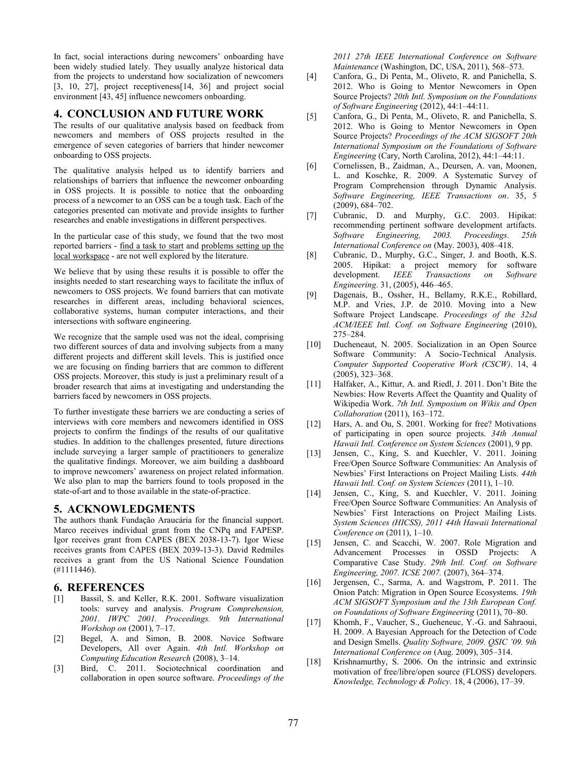In fact, social interactions during newcomers' onboarding have been widely studied lately. They usually analyze historical data from the projects to understand how socialization of newcomers [3, 10, 27], project receptiveness[14, 36] and project social environment [43, 45] influence newcomers onboarding.

## 4. CONCLUSION AND FUTURE WORK

The results of our qualitative analysis based on feedback from newcomers and members of OSS projects resulted in the emergence of seven categories of barriers that hinder newcomer onboarding to OSS projects.

The qualitative analysis helped us to identify barriers and relationships of barriers that influence the newcomer onboarding in OSS projects. It is possible to notice that the onboarding process of a newcomer to an OSS can be a tough task. Each of the categories presented can motivate and provide insights to further researches and enable investigations in different perspectives.

In the particular case of this study, we found that the two most reported barriers - find a task to start and problems setting up the local workspace - are not well explored by the literature.

We believe that by using these results it is possible to offer the insights needed to start researching ways to facilitate the influx of newcomers to OSS projects. We found barriers that can motivate researches in different areas, including behavioral sciences, collaborative systems, human computer interactions, and their intersections with software engineering.

We recognize that the sample used was not the ideal, comprising two different sources of data and involving subjects from a many different projects and different skill levels. This is justified once we are focusing on finding barriers that are common to different OSS projects. Moreover, this study is just a preliminary result of a broader research that aims at investigating and understanding the barriers faced by newcomers in OSS projects.

To further investigate these barriers we are conducting a series of interviews with core members and newcomers identified in OSS projects to confirm the findings of the results of our qualitative studies. In addition to the challenges presented, future directions include surveying a larger sample of practitioners to generalize the qualitative findings. Moreover, we aim building a dashboard to improve newcomers' awareness on project related information. We also plan to map the barriers found to tools proposed in the state-of-art and to those available in the state-of-practice.

## 5. ACKNOWLEDGMENTS

The authors thank Fundação Araucária for the financial support. Marco receives individual grant from the CNPq and FAPESP. Igor receives grant from CAPES (BEX 2038-13-7). Igor Wiese receives grants from CAPES (BEX 2039-13-3). David Redmiles receives a grant from the US National Science Foundation (#1111446).

## 6. REFERENCES

[1] Bassil, S. and Keller, R.K. 2001. Software visualization tools: survey and analysis. *Program Comprehension, 2001. IWPC 2001. Proceedings. 9th International Workshop on* (2001), 7–17.

[2] Begel, A. and Simon, B. 2008. Novice Software Developers, All over Again. *4th Intl. Workshop on Computing Education Research* (2008), 3–14.

[3] Bird, C. 2011. Sociotechnical coordination and collaboration in open source software. *Proceedings of the 2011 27th IEEE International Conference on Software Maintenance* (Washington, DC, USA, 2011), 568–573.

[4] Canfora, G., Di Penta, M., Oliveto, R. and Panichella, S. 2012. Who is Going to Mentor Newcomers in Open Source Projects? *20th Intl. Symposium on the Foundations of Software Engineering* (2012), 44:1–44:11.

[5] Canfora, G., Di Penta, M., Oliveto, R. and Panichella, S. 2012. Who is Going to Mentor Newcomers in Open Source Projects? *Proceedings of the ACM SIGSOFT 20th International Symposium on the Foundations of Software Engineering* (Cary, North Carolina, 2012), 44:1–44:11.

[6] Cornelissen, B., Zaidman, A., Deursen, A. van, Moonen, L. and Koschke, R. 2009. A Systematic Survey of Program Comprehension through Dynamic Analysis. *Software Engineering, IEEE Transactions on*. 35, 5 (2009), 684–702.

[7] Cubranic, D. and Murphy, G.C. 2003. Hipikat: recommending pertinent software development artifacts. *Software Engineering, 2003. Proceedings. 25th International Conference on* (May. 2003), 408–418.

[8] Cubranic, D., Murphy, G.C., Singer, J. and Booth, K.S. 2005. Hipikat: a project memory for software development. *IEEE Transactions on Software Engineering*. 31, (2005), 446–465.

[9] Dagenais, B., Ossher, H., Bellamy, R.K.E., Robillard, M.P. and Vries, J.P. de 2010. Moving into a New Software Project Landscape. *Proceedings of the 32sd ACM/IEEE Intl. Conf. on Software Engineering* (2010), 275–284.

[10] Ducheneaut, N. 2005. Socialization in an Open Source Software Community: A Socio-Technical Analysis. *Computer Supported Cooperative Work (CSCW)*. 14, 4 (2005), 323–368.

[11] Halfaker, A., Kittur, A. and Riedl, J. 2011. Don't Bite the Newbies: How Reverts Affect the Quantity and Quality of Wikipedia Work. *7th Intl. Symposium on Wikis and Open Collaboration* (2011), 163–172.

[12] Hars, A. and Ou, S. 2001. Working for free? Motivations of participating in open source projects. *34th Annual Hawaii Intl. Conference on System Sciences* (2001), 9 pp.

[13] Jensen, C., King, S. and Kuechler, V. 2011. Joining Free/Open Source Software Communities: An Analysis of Newbies' First Interactions on Project Mailing Lists. *44th Hawaii Intl. Conf. on System Sciences* (2011), 1–10.

[14] Jensen, C., King, S. and Kuechler, V. 2011. Joining Free/Open Source Software Communities: An Analysis of Newbies' First Interactions on Project Mailing Lists. *System Sciences (HICSS), 2011 44th Hawaii International Conference on* (2011), 1–10.

[15] Jensen, C. and Scacchi, W. 2007. Role Migration and Advancement Processes in OSSD Projects: A Comparative Case Study. *29th Intl. Conf. on Software Engineering, 2007. ICSE 2007.* (2007), 364–374.

[16] Jergensen, C., Sarma, A. and Wagstrom, P. 2011. The Onion Patch: Migration in Open Source Ecosystems. *19th ACM SIGSOFT Symposium and the 13th European Conf. on Foundations of Software Engineering* (2011), 70–80.

[17] Khomh, F., Vaucher, S., Gueheneuc, Y.-G. and Sahraoui, H. 2009. A Bayesian Approach for the Detection of Code and Design Smells. *Quality Software, 2009. QSIC '09. 9th International Conference on* (Aug. 2009), 305–314.

[18] Krishnamurthy, S. 2006. On the intrinsic and extrinsic motivation of free/libre/open source (FLOSS) developers. *Knowledge, Technology & Policy*. 18, 4 (2006), 17–39.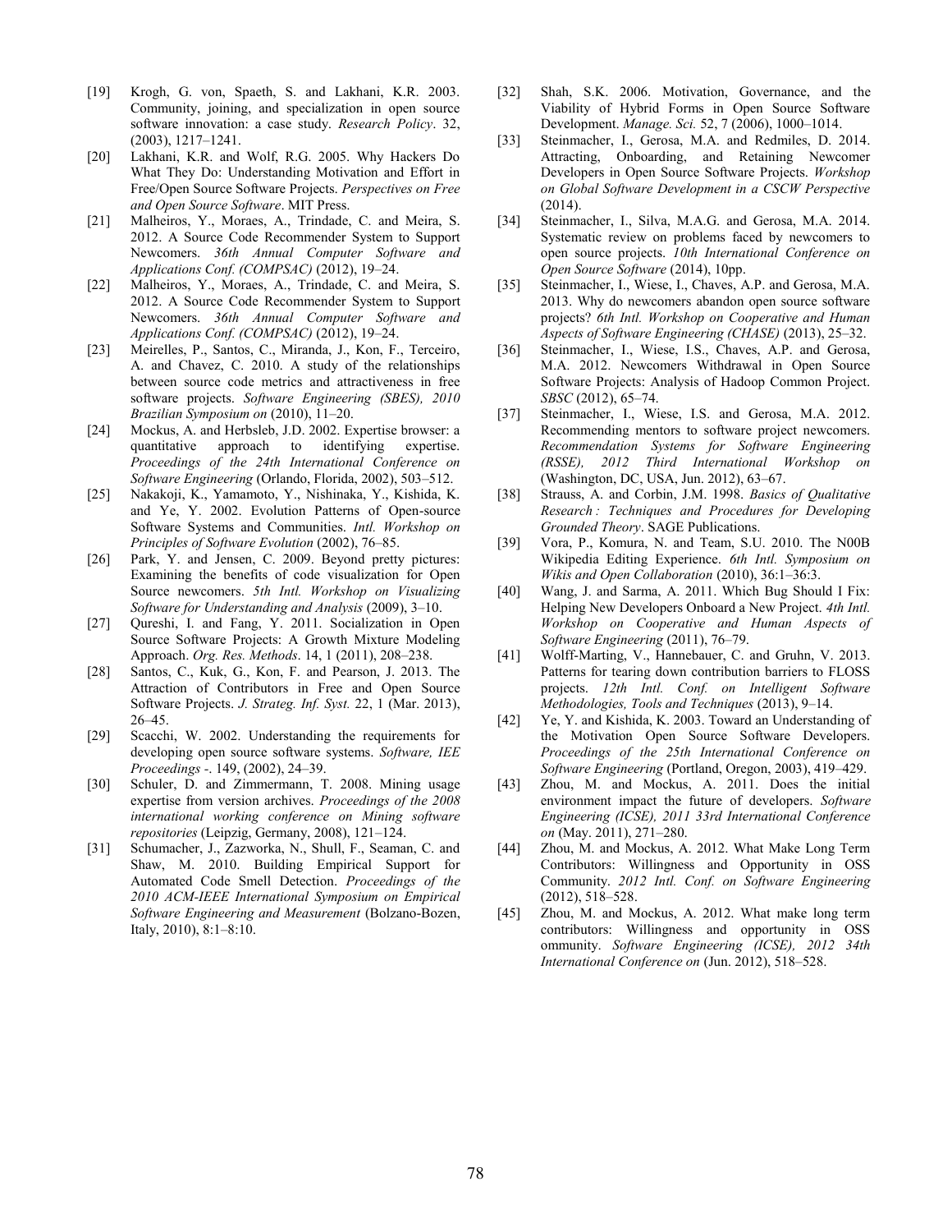[19] Krogh, G. von, Spaeth, S. and Lakhani, K.R. 2003. Community, joining, and specialization in open source software innovation: a case study. *Research Policy*. 32, (2003), 1217–1241.

[20] Lakhani, K.R. and Wolf, R.G. 2005. Why Hackers Do What They Do: Understanding Motivation and Effort in Free/Open Source Software Projects. *Perspectives on Free and Open Source Software*. MIT Press.

[21] Malheiros, Y., Moraes, A., Trindade, C. and Meira, S. 2012. A Source Code Recommender System to Support Newcomers. *36th Annual Computer Software and Applications Conf. (COMPSAC)* (2012), 19–24.

[22] Malheiros, Y., Moraes, A., Trindade, C. and Meira, S. 2012. A Source Code Recommender System to Support Newcomers. *36th Annual Computer Software and Applications Conf. (COMPSAC)* (2012), 19–24.

[23] Meirelles, P., Santos, C., Miranda, J., Kon, F., Terceiro, A. and Chavez, C. 2010. A study of the relationships between source code metrics and attractiveness in free software projects. *Software Engineering (SBES), 2010 Brazilian Symposium on* (2010), 11–20.

[24] Mockus, A. and Herbsleb, J.D. 2002. Expertise browser: a quantitative approach to identifying expertise. *Proceedings of the 24th International Conference on Software Engineering* (Orlando, Florida, 2002), 503–512.

[25] Nakakoji, K., Yamamoto, Y., Nishinaka, Y., Kishida, K. and Ye, Y. 2002. Evolution Patterns of Open-source Software Systems and Communities. *Intl. Workshop on Principles of Software Evolution* (2002), 76–85.

[26] Park, Y. and Jensen, C. 2009. Beyond pretty pictures: Examining the benefits of code visualization for Open Source newcomers. *5th Intl. Workshop on Visualizing Software for Understanding and Analysis* (2009), 3–10.

[27] Qureshi, I. and Fang, Y. 2011. Socialization in Open Source Software Projects: A Growth Mixture Modeling Approach. *Org. Res. Methods*. 14, 1 (2011), 208–238.

[28] Santos, C., Kuk, G., Kon, F. and Pearson, J. 2013. The Attraction of Contributors in Free and Open Source Software Projects. *J. Strateg. Inf. Syst.* 22, 1 (Mar. 2013), 26–45.

[29] Scacchi, W. 2002. Understanding the requirements for developing open source software systems. *Software, IEE Proceedings -*. 149, (2002), 24–39.

[30] Schuler, D. and Zimmermann, T. 2008. Mining usage expertise from version archives. *Proceedings of the 2008 international working conference on Mining software repositories* (Leipzig, Germany, 2008), 121–124.

[31] Schumacher, J., Zazworka, N., Shull, F., Seaman, C. and Shaw, M. 2010. Building Empirical Support for Automated Code Smell Detection. *Proceedings of the 2010 ACM-IEEE International Symposium on Empirical Software Engineering and Measurement* (Bolzano-Bozen, Italy, 2010), 8:1–8:10.

[32] Shah, S.K. 2006. Motivation, Governance, and the Viability of Hybrid Forms in Open Source Software Development. *Manage. Sci.* 52, 7 (2006), 1000–1014.

[33] Steinmacher, I., Gerosa, M.A. and Redmiles, D. 2014. Attracting, Onboarding, and Retaining Newcomer Developers in Open Source Software Projects. *Workshop on Global Software Development in a CSCW Perspective* (2014).

[34] Steinmacher, I., Silva, M.A.G. and Gerosa, M.A. 2014. Systematic review on problems faced by newcomers to open source projects. *10th International Conference on Open Source Software* (2014), 10pp.

[35] Steinmacher, I., Wiese, I., Chaves, A.P. and Gerosa, M.A. 2013. Why do newcomers abandon open source software projects? *6th Intl. Workshop on Cooperative and Human Aspects of Software Engineering (CHASE)* (2013), 25–32.

[36] Steinmacher, I., Wiese, I.S., Chaves, A.P. and Gerosa, M.A. 2012. Newcomers Withdrawal in Open Source Software Projects: Analysis of Hadoop Common Project. *SBSC* (2012), 65–74.

[37] Steinmacher, I., Wiese, I.S. and Gerosa, M.A. 2012. Recommending mentors to software project newcomers. *Recommendation Systems for Software Engineering (RSSE), 2012 Third International Workshop on* (Washington, DC, USA, Jun. 2012), 63–67.

[38] Strauss, A. and Corbin, J.M. 1998. *Basics of Qualitative Research : Techniques and Procedures for Developing Grounded Theory*. SAGE Publications.

[39] Vora, P., Komura, N. and Team, S.U. 2010. The N00B Wikipedia Editing Experience. *6th Intl. Symposium on Wikis and Open Collaboration* (2010), 36:1–36:3.

[40] Wang, J. and Sarma, A. 2011. Which Bug Should I Fix: Helping New Developers Onboard a New Project. *4th Intl. Workshop on Cooperative and Human Aspects of Software Engineering* (2011), 76–79.

[41] Wolff-Marting, V., Hannebauer, C. and Gruhn, V. 2013. Patterns for tearing down contribution barriers to FLOSS projects. *12th Intl. Conf. on Intelligent Software Methodologies, Tools and Techniques* (2013), 9–14.

[42] Ye, Y. and Kishida, K. 2003. Toward an Understanding of the Motivation Open Source Software Developers. *Proceedings of the 25th International Conference on Software Engineering* (Portland, Oregon, 2003), 419–429.

[43] Zhou, M. and Mockus, A. 2011. Does the initial environment impact the future of developers. *Software Engineering (ICSE), 2011 33rd International Conference on* (May. 2011), 271–280.

[44] Zhou, M. and Mockus, A. 2012. What Make Long Term Contributors: Willingness and Opportunity in OSS Community. *2012 Intl. Conf. on Software Engineering* (2012), 518–528.

[45] Zhou, M. and Mockus, A. 2012. What make long term contributors: Willingness and opportunity in OSS ommunity. *Software Engineering (ICSE), 2012 34th International Conference on* (Jun. 2012), 518–528.